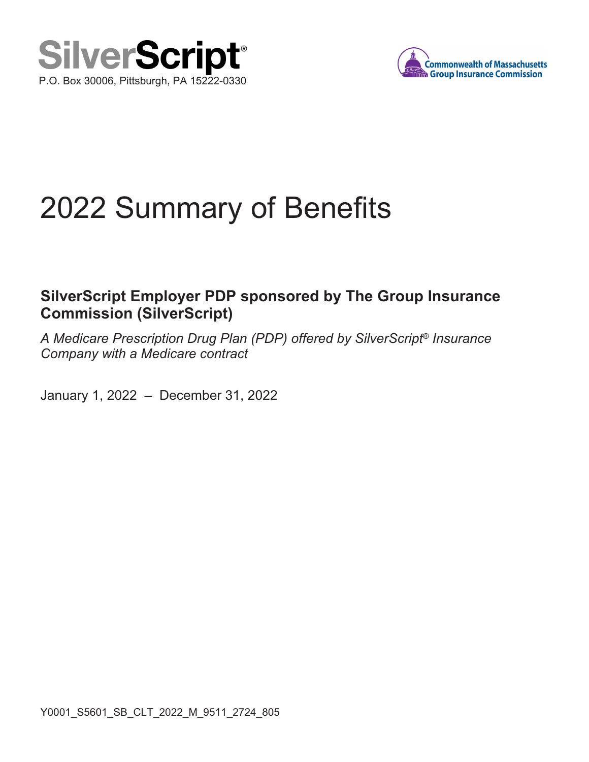SilverScript®

P.O. Box 30006, Pittsburgh, PA 15222-0330

Commonwealth of Massachusetts Group Insurance Commission

# 2022 Summary of Benefits

## SilverScript Employer PDP sponsored by The Group Insurance Commission (SilverScript)

*A Medicare Prescription Drug Plan (PDP) offered by SilverScript® Insurance Company with a Medicare contract*

January 1, 2022 – December 31, 2022

Y0001_S5601_SB_CLT_2022_M_9511_2724_805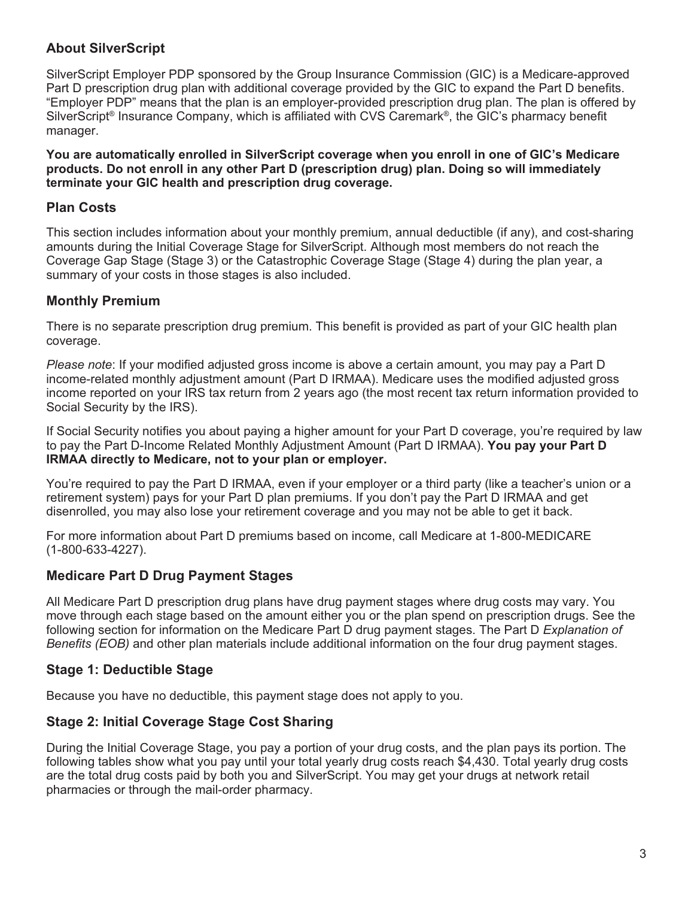## About SilverScript

SilverScript Employer PDP sponsored by the Group Insurance Commission (GIC) is a Medicare-approved Part D prescription drug plan with additional coverage provided by the GIC to expand the Part D benefits. "Employer PDP" means that the plan is an employer-provided prescription drug plan. The plan is offered by SilverScript® Insurance Company, which is affiliated with CVS Caremark®, the GIC's pharmacy benefit manager.

**You are automatically enrolled in SilverScript coverage when you enroll in one of GIC's Medicare products. Do not enroll in any other Part D (prescription drug) plan. Doing so will immediately terminate your GIC health and prescription drug coverage.**

## Plan Costs

This section includes information about your monthly premium, annual deductible (if any), and cost-sharing amounts during the Initial Coverage Stage for SilverScript. Although most members do not reach the Coverage Gap Stage (Stage 3) or the Catastrophic Coverage Stage (Stage 4) during the plan year, a summary of your costs in those stages is also included.

## Monthly Premium

There is no separate prescription drug premium. This benefit is provided as part of your GIC health plan coverage.

*Please note*: If your modified adjusted gross income is above a certain amount, you may pay a Part D income-related monthly adjustment amount (Part D IRMAA). Medicare uses the modified adjusted gross income reported on your IRS tax return from 2 years ago (the most recent tax return information provided to Social Security by the IRS).

If Social Security notifies you about paying a higher amount for your Part D coverage, you're required by law to pay the Part D-Income Related Monthly Adjustment Amount (Part D IRMAA). **You pay your Part D IRMAA directly to Medicare, not to your plan or employer.**

You're required to pay the Part D IRMAA, even if your employer or a third party (like a teacher's union or a retirement system) pays for your Part D plan premiums. If you don't pay the Part D IRMAA and get disenrolled, you may also lose your retirement coverage and you may not be able to get it back.

For more information about Part D premiums based on income, call Medicare at 1-800-MEDICARE (1-800-633-4227).

## Medicare Part D Drug Payment Stages

All Medicare Part D prescription drug plans have drug payment stages where drug costs may vary. You move through each stage based on the amount either you or the plan spend on prescription drugs. See the following section for information on the Medicare Part D drug payment stages. The Part D *Explanation of Benefits (EOB)* and other plan materials include additional information on the four drug payment stages.

## Stage 1: Deductible Stage

Because you have no deductible, this payment stage does not apply to you.

## Stage 2: Initial Coverage Stage Cost Sharing

During the Initial Coverage Stage, you pay a portion of your drug costs, and the plan pays its portion. The following tables show what you pay until your total yearly drug costs reach $4,430. Total yearly drug costs are the total drug costs paid by both you and SilverScript. You may get your drugs at network retail pharmacies or through the mail-order pharmacy.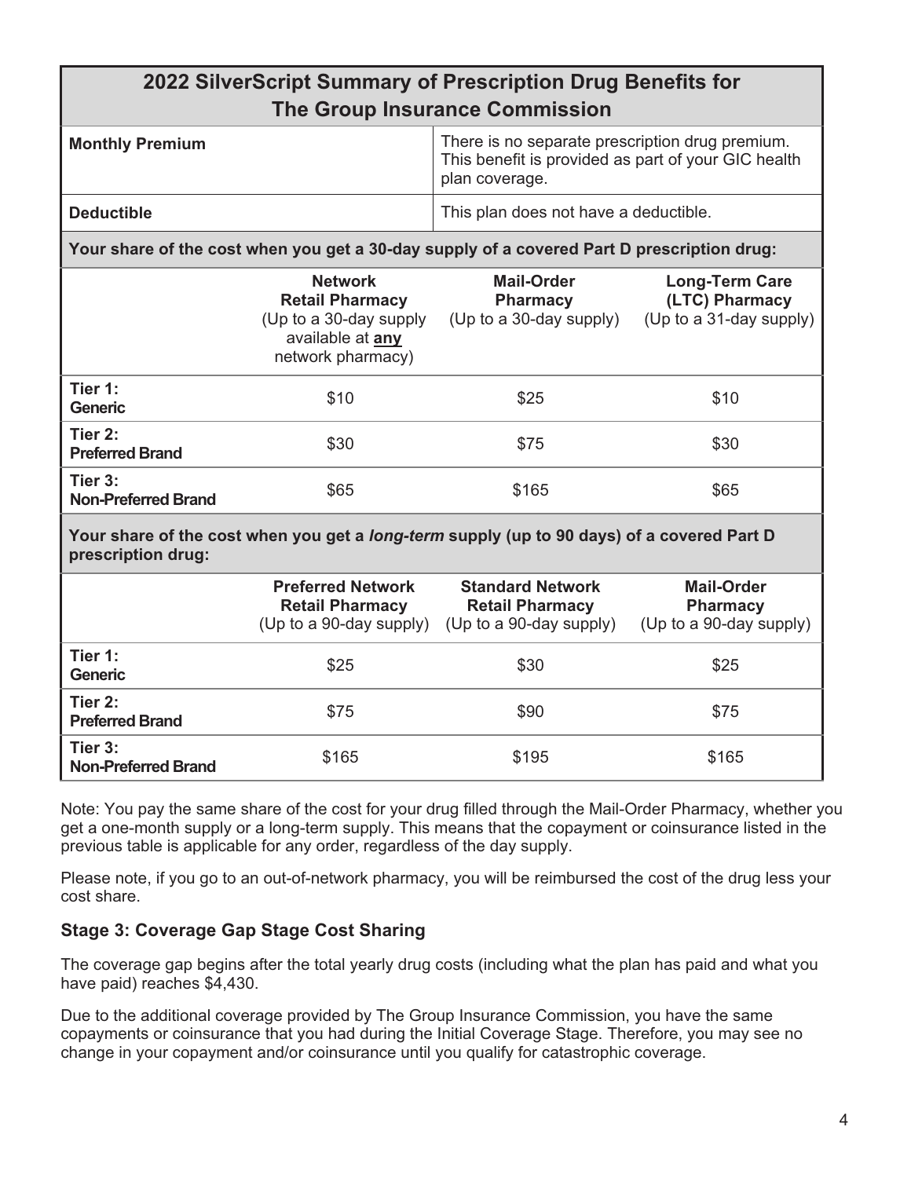| 2022 SilverScript Summary of Prescription Drug Benefits for The Group Insurance Commission | | | |
|---|---|---|---|
| **Monthly Premium** | | There is no separate prescription drug premium. This benefit is provided as part of your GIC health plan coverage. | |
| **Deductible** | | This plan does not have a deductible. | |
| **Your share of the cost when you get a 30-day supply of a covered Part D prescription drug:** | | | |
| | **Network Retail Pharmacy** (Up to a 30-day supply available at **any** network pharmacy) | **Mail-Order Pharmacy** (Up to a 30-day supply) | **Long-Term Care (LTC) Pharmacy** (Up to a 31-day supply) |
| **Tier 1: Generic** | $10 | $25 | $10 |
| **Tier 2: Preferred Brand** | $30 | $75 | $30 |
| **Tier 3: Non-Preferred Brand** | $65 | $165 | $65 |
| **Your share of the cost when you get a *long-term* supply (up to 90 days) of a covered Part D prescription drug:** | | | |
| | **Preferred Network Retail Pharmacy** (Up to a 90-day supply) | **Standard Network Retail Pharmacy** (Up to a 90-day supply) | **Mail-Order Pharmacy** (Up to a 90-day supply) |
| **Tier 1: Generic** | $25 | $30 | $25 |
| **Tier 2: Preferred Brand** | $75 | $90 | $75 |
| **Tier 3: Non-Preferred Brand** | $165 | $195 | $165 |

Note: You pay the same share of the cost for your drug filled through the Mail-Order Pharmacy, whether you get a one-month supply or a long-term supply. This means that the copayment or coinsurance listed in the previous table is applicable for any order, regardless of the day supply.

Please note, if you go to an out-of-network pharmacy, you will be reimbursed the cost of the drug less your cost share.

### Stage 3: Coverage Gap Stage Cost Sharing

The coverage gap begins after the total yearly drug costs (including what the plan has paid and what you have paid) reaches $4,430.

Due to the additional coverage provided by The Group Insurance Commission, you have the same copayments or coinsurance that you had during the Initial Coverage Stage. Therefore, you may see no change in your copayment and/or coinsurance until you qualify for catastrophic coverage.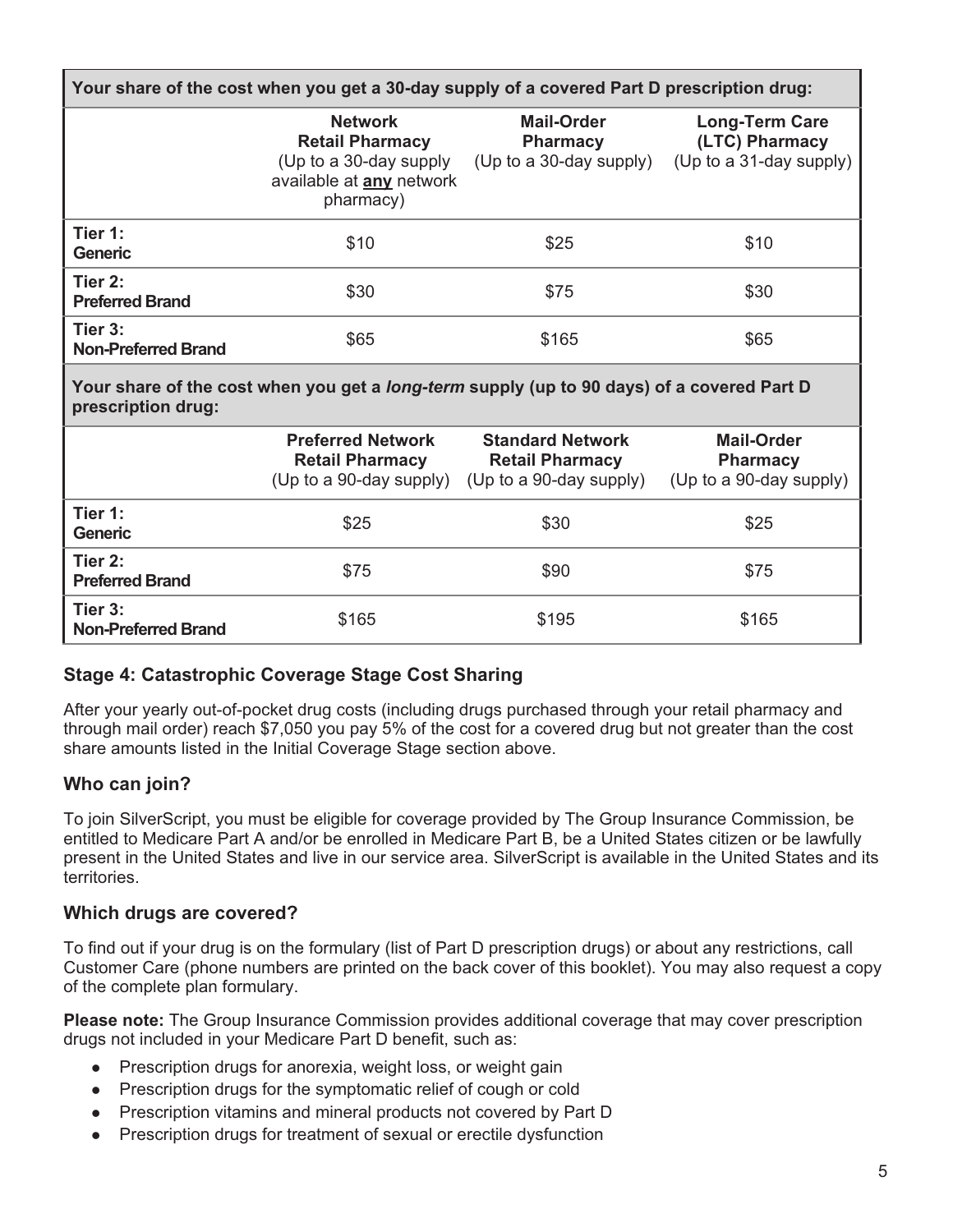| Your share of the cost when you get a 30-day supply of a covered Part D prescription drug: | | | |
|---|---|---|---|
| | **Network Retail Pharmacy** (Up to a 30-day supply available at **any** network pharmacy) | **Mail-Order Pharmacy** (Up to a 30-day supply) | **Long-Term Care (LTC) Pharmacy** (Up to a 31-day supply) |
| **Tier 1: Generic** | $10 | $25 | $10 |
| **Tier 2: Preferred Brand** | $30 | $75 | $30 |
| **Tier 3: Non-Preferred Brand** | $65 | $165 | $65 |

| Your share of the cost when you get a *long-term* supply (up to 90 days) of a covered Part D prescription drug: | | | |
|---|---|---|---|
| | **Preferred Network Retail Pharmacy** (Up to a 90-day supply) | **Standard Network Retail Pharmacy** (Up to a 90-day supply) | **Mail-Order Pharmacy** (Up to a 90-day supply) |
| **Tier 1: Generic** | $25 | $30 | $25 |
| **Tier 2: Preferred Brand** | $75 | $90 | $75 |
| **Tier 3: Non-Preferred Brand** | $165 | $195 | $165 |

### Stage 4: Catastrophic Coverage Stage Cost Sharing

After your yearly out-of-pocket drug costs (including drugs purchased through your retail pharmacy and through mail order) reach $7,050 you pay 5% of the cost for a covered drug but not greater than the cost share amounts listed in the Initial Coverage Stage section above.

## Who can join?

To join SilverScript, you must be eligible for coverage provided by The Group Insurance Commission, be entitled to Medicare Part A and/or be enrolled in Medicare Part B, be a United States citizen or be lawfully present in the United States and live in our service area. SilverScript is available in the United States and its territories.

## Which drugs are covered?

To find out if your drug is on the formulary (list of Part D prescription drugs) or about any restrictions, call Customer Care (phone numbers are printed on the back cover of this booklet). You may also request a copy of the complete plan formulary.

**Please note:** The Group Insurance Commission provides additional coverage that may cover prescription drugs not included in your Medicare Part D benefit, such as:

- Prescription drugs for anorexia, weight loss, or weight gain
- Prescription drugs for the symptomatic relief of cough or cold
- Prescription vitamins and mineral products not covered by Part D
- Prescription drugs for treatment of sexual or erectile dysfunction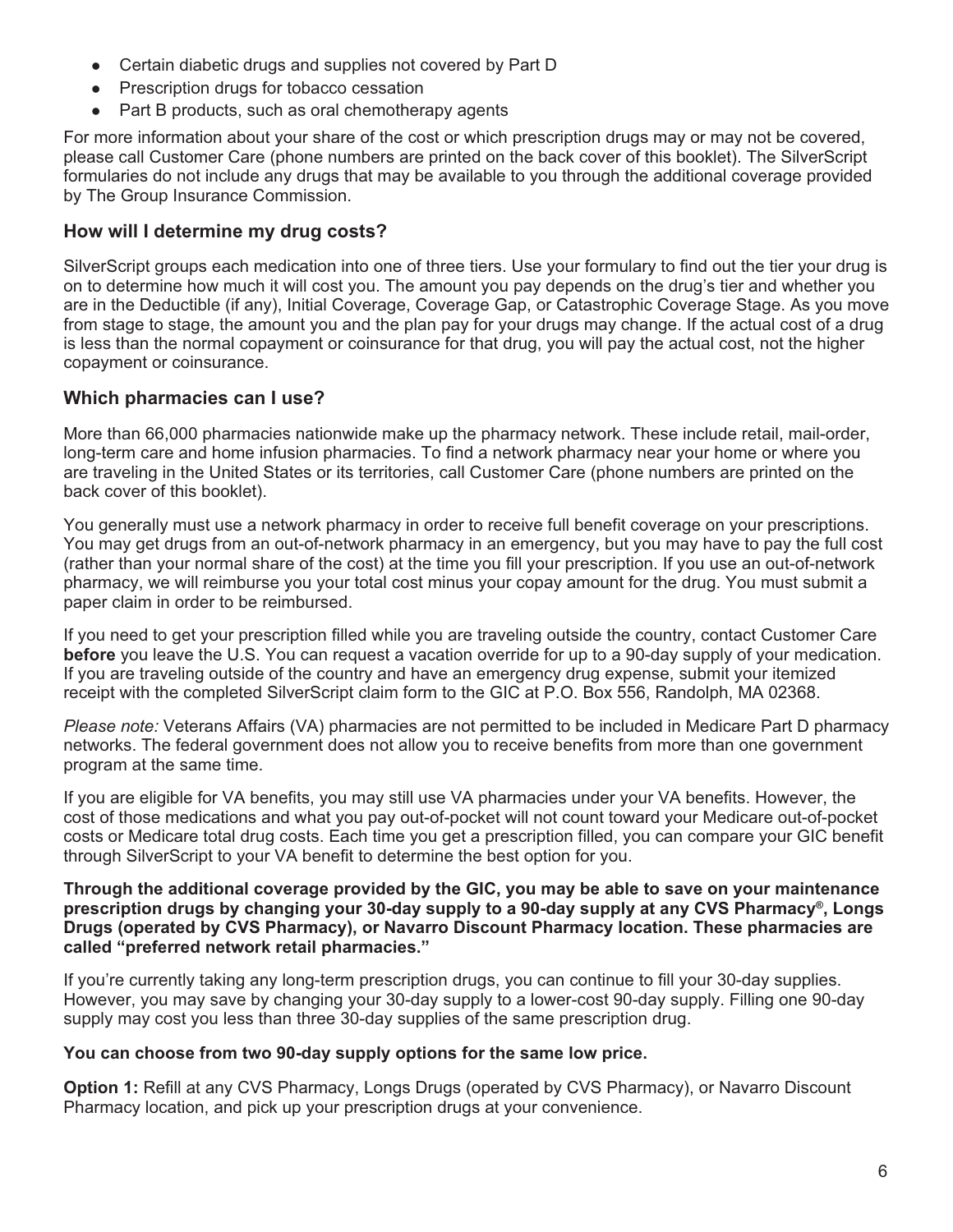- Certain diabetic drugs and supplies not covered by Part D
- Prescription drugs for tobacco cessation
- Part B products, such as oral chemotherapy agents

For more information about your share of the cost or which prescription drugs may or may not be covered, please call Customer Care (phone numbers are printed on the back cover of this booklet). The SilverScript formularies do not include any drugs that may be available to you through the additional coverage provided by The Group Insurance Commission.

### How will I determine my drug costs?

SilverScript groups each medication into one of three tiers. Use your formulary to find out the tier your drug is on to determine how much it will cost you. The amount you pay depends on the drug's tier and whether you are in the Deductible (if any), Initial Coverage, Coverage Gap, or Catastrophic Coverage Stage. As you move from stage to stage, the amount you and the plan pay for your drugs may change. If the actual cost of a drug is less than the normal copayment or coinsurance for that drug, you will pay the actual cost, not the higher copayment or coinsurance.

### Which pharmacies can I use?

More than 66,000 pharmacies nationwide make up the pharmacy network. These include retail, mail-order, long-term care and home infusion pharmacies. To find a network pharmacy near your home or where you are traveling in the United States or its territories, call Customer Care (phone numbers are printed on the back cover of this booklet).

You generally must use a network pharmacy in order to receive full benefit coverage on your prescriptions. You may get drugs from an out-of-network pharmacy in an emergency, but you may have to pay the full cost (rather than your normal share of the cost) at the time you fill your prescription. If you use an out-of-network pharmacy, we will reimburse you your total cost minus your copay amount for the drug. You must submit a paper claim in order to be reimbursed.

If you need to get your prescription filled while you are traveling outside the country, contact Customer Care **before** you leave the U.S. You can request a vacation override for up to a 90-day supply of your medication. If you are traveling outside of the country and have an emergency drug expense, submit your itemized receipt with the completed SilverScript claim form to the GIC at P.O. Box 556, Randolph, MA 02368.

*Please note:* Veterans Affairs (VA) pharmacies are not permitted to be included in Medicare Part D pharmacy networks. The federal government does not allow you to receive benefits from more than one government program at the same time.

If you are eligible for VA benefits, you may still use VA pharmacies under your VA benefits. However, the cost of those medications and what you pay out-of-pocket will not count toward your Medicare out-of-pocket costs or Medicare total drug costs. Each time you get a prescription filled, you can compare your GIC benefit through SilverScript to your VA benefit to determine the best option for you.

**Through the additional coverage provided by the GIC, you may be able to save on your maintenance prescription drugs by changing your 30-day supply to a 90-day supply at any CVS Pharmacy®, Longs Drugs (operated by CVS Pharmacy), or Navarro Discount Pharmacy location. These pharmacies are called "preferred network retail pharmacies."**

If you're currently taking any long-term prescription drugs, you can continue to fill your 30-day supplies. However, you may save by changing your 30-day supply to a lower-cost 90-day supply. Filling one 90-day supply may cost you less than three 30-day supplies of the same prescription drug.

**You can choose from two 90-day supply options for the same low price.**

**Option 1:** Refill at any CVS Pharmacy, Longs Drugs (operated by CVS Pharmacy), or Navarro Discount Pharmacy location, and pick up your prescription drugs at your convenience.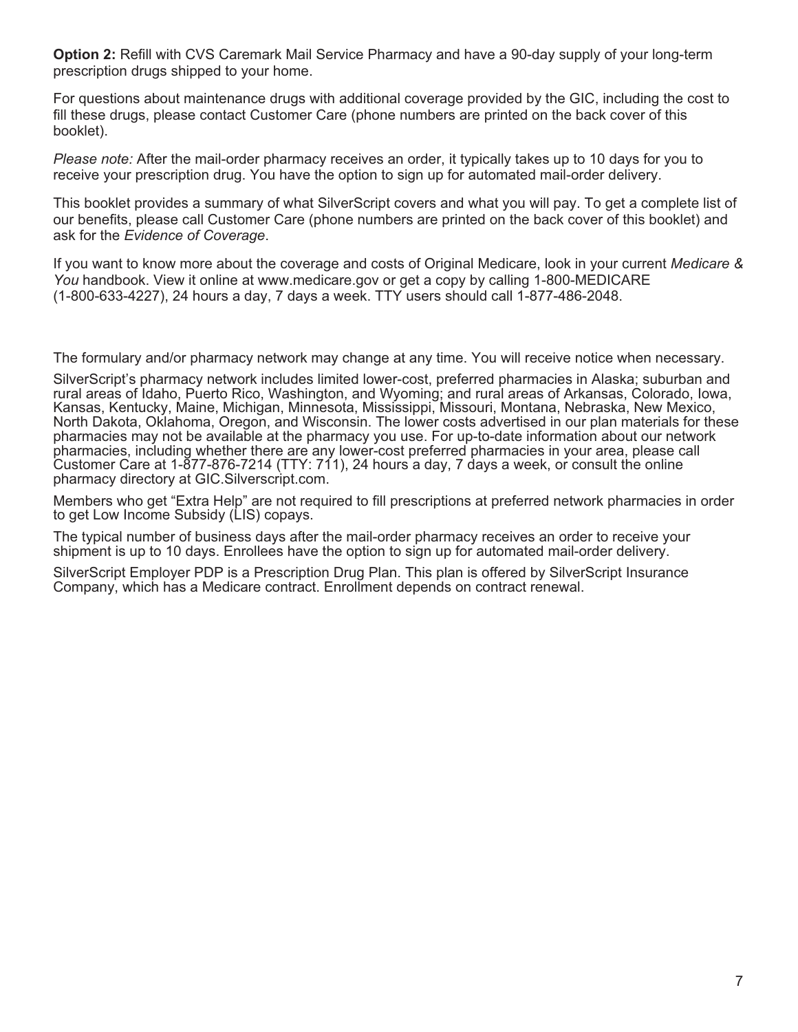**Option 2:** Refill with CVS Caremark Mail Service Pharmacy and have a 90-day supply of your long-term prescription drugs shipped to your home.

For questions about maintenance drugs with additional coverage provided by the GIC, including the cost to fill these drugs, please contact Customer Care (phone numbers are printed on the back cover of this booklet).

*Please note:* After the mail-order pharmacy receives an order, it typically takes up to 10 days for you to receive your prescription drug. You have the option to sign up for automated mail-order delivery.

This booklet provides a summary of what SilverScript covers and what you will pay. To get a complete list of our benefits, please call Customer Care (phone numbers are printed on the back cover of this booklet) and ask for the *Evidence of Coverage*.

If you want to know more about the coverage and costs of Original Medicare, look in your current *Medicare & You* handbook. View it online at www.medicare.gov or get a copy by calling 1-800-MEDICARE (1-800-633-4227), 24 hours a day, 7 days a week. TTY users should call 1-877-486-2048.

The formulary and/or pharmacy network may change at any time. You will receive notice when necessary.

SilverScript's pharmacy network includes limited lower-cost, preferred pharmacies in Alaska; suburban and rural areas of Idaho, Puerto Rico, Washington, and Wyoming; and rural areas of Arkansas, Colorado, Iowa, Kansas, Kentucky, Maine, Michigan, Minnesota, Mississippi, Missouri, Montana, Nebraska, New Mexico, North Dakota, Oklahoma, Oregon, and Wisconsin. The lower costs advertised in our plan materials for these pharmacies may not be available at the pharmacy you use. For up-to-date information about our network pharmacies, including whether there are any lower-cost preferred pharmacies in your area, please call Customer Care at 1-877-876-7214 (TTY: 711), 24 hours a day, 7 days a week, or consult the online pharmacy directory at GIC.Silverscript.com.

Members who get "Extra Help" are not required to fill prescriptions at preferred network pharmacies in order to get Low Income Subsidy (LIS) copays.

The typical number of business days after the mail-order pharmacy receives an order to receive your shipment is up to 10 days. Enrollees have the option to sign up for automated mail-order delivery.

SilverScript Employer PDP is a Prescription Drug Plan. This plan is offered by SilverScript Insurance Company, which has a Medicare contract. Enrollment depends on contract renewal.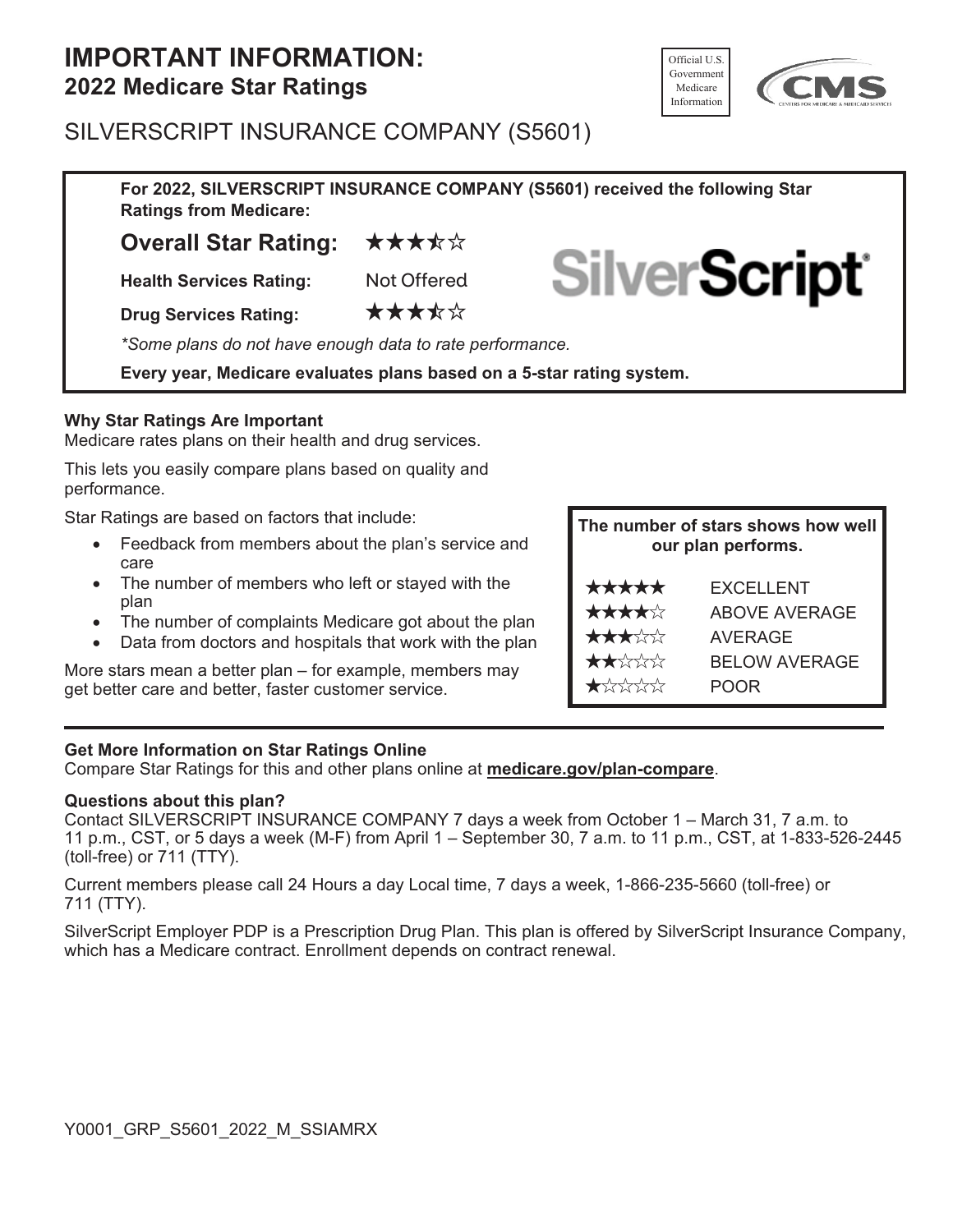# IMPORTANT INFORMATION:
## 2022 Medicare Star Ratings

Official U.S. Government Medicare Information

SILVERSCRIPT INSURANCE COMPANY (S5601)

**For 2022, SILVERSCRIPT INSURANCE COMPANY (S5601) received the following Star Ratings from Medicare:**

**Overall Star Rating:** ★★★½☆

**Health Services Rating:** Not Offered

**Drug Services Rating:** ★★★½☆

*\*Some plans do not have enough data to rate performance.*

**Every year, Medicare evaluates plans based on a 5-star rating system.**

**Why Star Ratings Are Important**
Medicare rates plans on their health and drug services.

This lets you easily compare plans based on quality and performance.

Star Ratings are based on factors that include:

- Feedback from members about the plan's service and care
- The number of members who left or stayed with the plan
- The number of complaints Medicare got about the plan
- Data from doctors and hospitals that work with the plan

More stars mean a better plan – for example, members may get better care and better, faster customer service.

**The number of stars shows how well our plan performs.**

| | |
|---|---|
| ★★★★★ | EXCELLENT |
| ★★★★☆ | ABOVE AVERAGE |
| ★★★☆☆ | AVERAGE |
| ★★☆☆☆ | BELOW AVERAGE |
| ★☆☆☆☆ | POOR |

**Get More Information on Star Ratings Online**
Compare Star Ratings for this and other plans online at **medicare.gov/plan-compare**.

**Questions about this plan?**
Contact SILVERSCRIPT INSURANCE COMPANY 7 days a week from October 1 – March 31, 7 a.m. to 11 p.m., CST, or 5 days a week (M-F) from April 1 – September 30, 7 a.m. to 11 p.m., CST, at 1-833-526-2445 (toll-free) or 711 (TTY).

Current members please call 24 Hours a day Local time, 7 days a week, 1-866-235-5660 (toll-free) or 711 (TTY).

SilverScript Employer PDP is a Prescription Drug Plan. This plan is offered by SilverScript Insurance Company, which has a Medicare contract. Enrollment depends on contract renewal.

Y0001_GRP_S5601_2022_M_SSIAMRX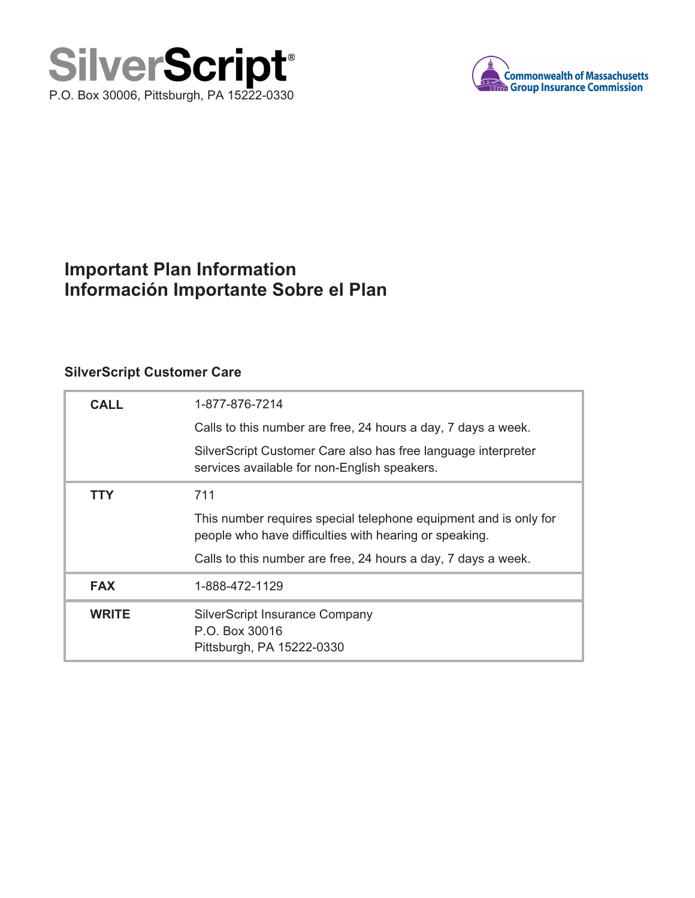SilverScript®

P.O. Box 30006, Pittsburgh, PA 15222-0330

Commonwealth of Massachusetts
Group Insurance Commission

# Important Plan Information
# Información Importante Sobre el Plan

### SilverScript Customer Care

| | |
|---|---|
| **CALL** | 1-877-876-7214<br><br>Calls to this number are free, 24 hours a day, 7 days a week.<br><br>SilverScript Customer Care also has free language interpreter services available for non-English speakers. |
| **TTY** | 711<br><br>This number requires special telephone equipment and is only for people who have difficulties with hearing or speaking.<br><br>Calls to this number are free, 24 hours a day, 7 days a week. |
| **FAX** | 1-888-472-1129 |
| **WRITE** | SilverScript Insurance Company<br>P.O. Box 30016<br>Pittsburgh, PA 15222-0330 |